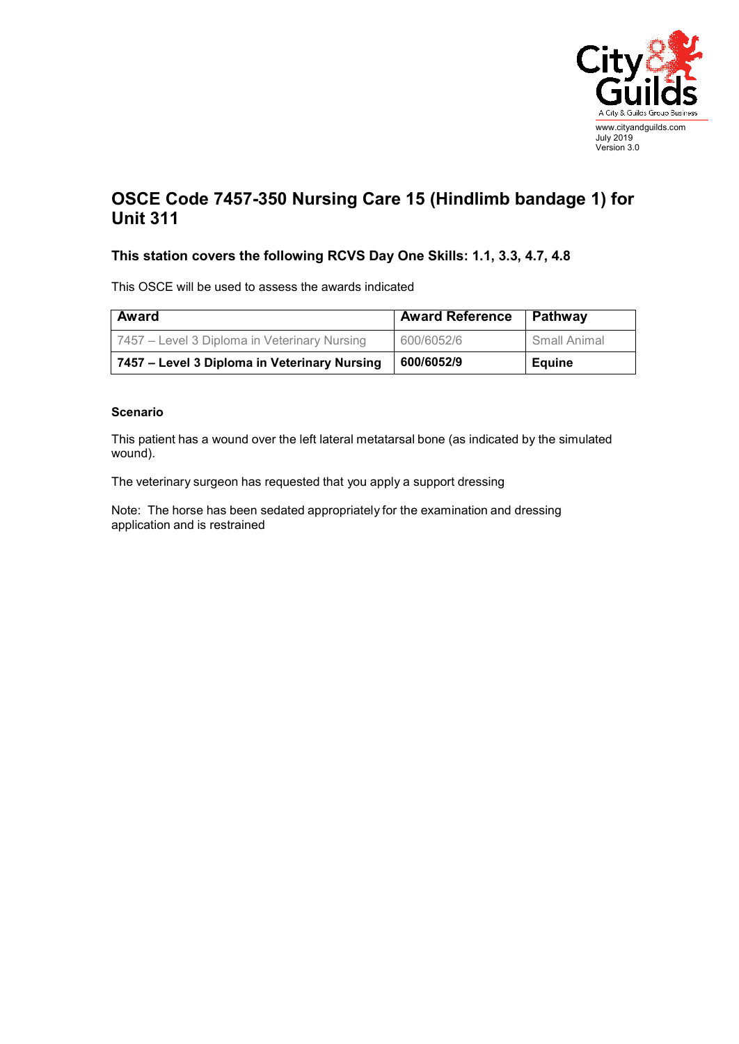# OSCE Code 7457-350 Nursing Care 15 (Hindlimb bandage 1) for Unit 311

### This station covers the following RCVS Day One Skills: 1.1, 3.3, 4.7, 4.8

This OSCE will be used to assess the awards indicated

| Award | Award Reference | Pathway |
|---|---|---|
| 7457 – Level 3 Diploma in Veterinary Nursing | 600/6052/6 | Small Animal |
| **7457 – Level 3 Diploma in Veterinary Nursing** | **600/6052/9** | **Equine** |

#### Scenario

This patient has a wound over the left lateral metatarsal bone (as indicated by the simulated wound).

The veterinary surgeon has requested that you apply a support dressing

Note: The horse has been sedated appropriately for the examination and dressing application and is restrained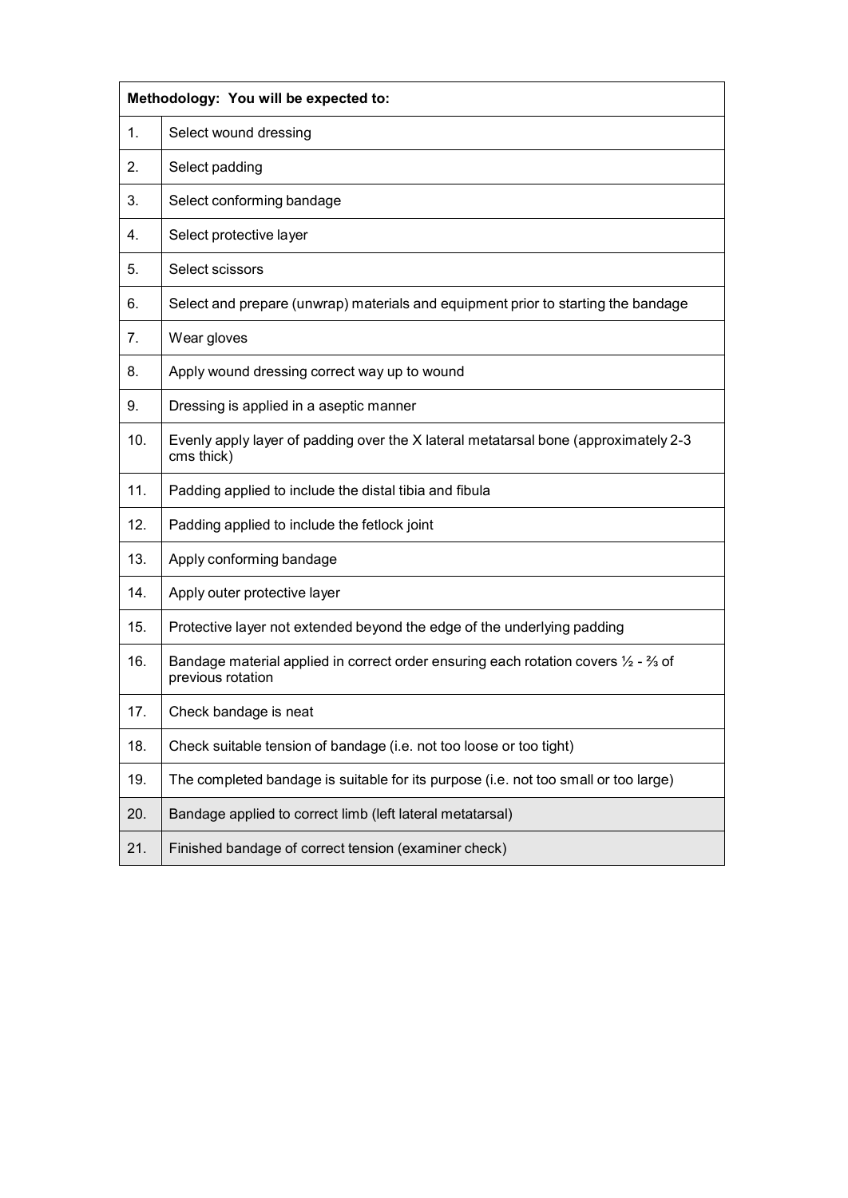| Methodology: You will be expected to: | |
|---|---|
| 1. | Select wound dressing |
| 2. | Select padding |
| 3. | Select conforming bandage |
| 4. | Select protective layer |
| 5. | Select scissors |
| 6. | Select and prepare (unwrap) materials and equipment prior to starting the bandage |
| 7. | Wear gloves |
| 8. | Apply wound dressing correct way up to wound |
| 9. | Dressing is applied in a aseptic manner |
| 10. | Evenly apply layer of padding over the X lateral metatarsal bone (approximately 2-3 cms thick) |
| 11. | Padding applied to include the distal tibia and fibula |
| 12. | Padding applied to include the fetlock joint |
| 13. | Apply conforming bandage |
| 14. | Apply outer protective layer |
| 15. | Protective layer not extended beyond the edge of the underlying padding |
| 16. | Bandage material applied in correct order ensuring each rotation covers ½ - ⅔ of previous rotation |
| 17. | Check bandage is neat |
| 18. | Check suitable tension of bandage (i.e. not too loose or too tight) |
| 19. | The completed bandage is suitable for its purpose (i.e. not too small or too large) |
| 20. | Bandage applied to correct limb (left lateral metatarsal) |
| 21. | Finished bandage of correct tension (examiner check) |